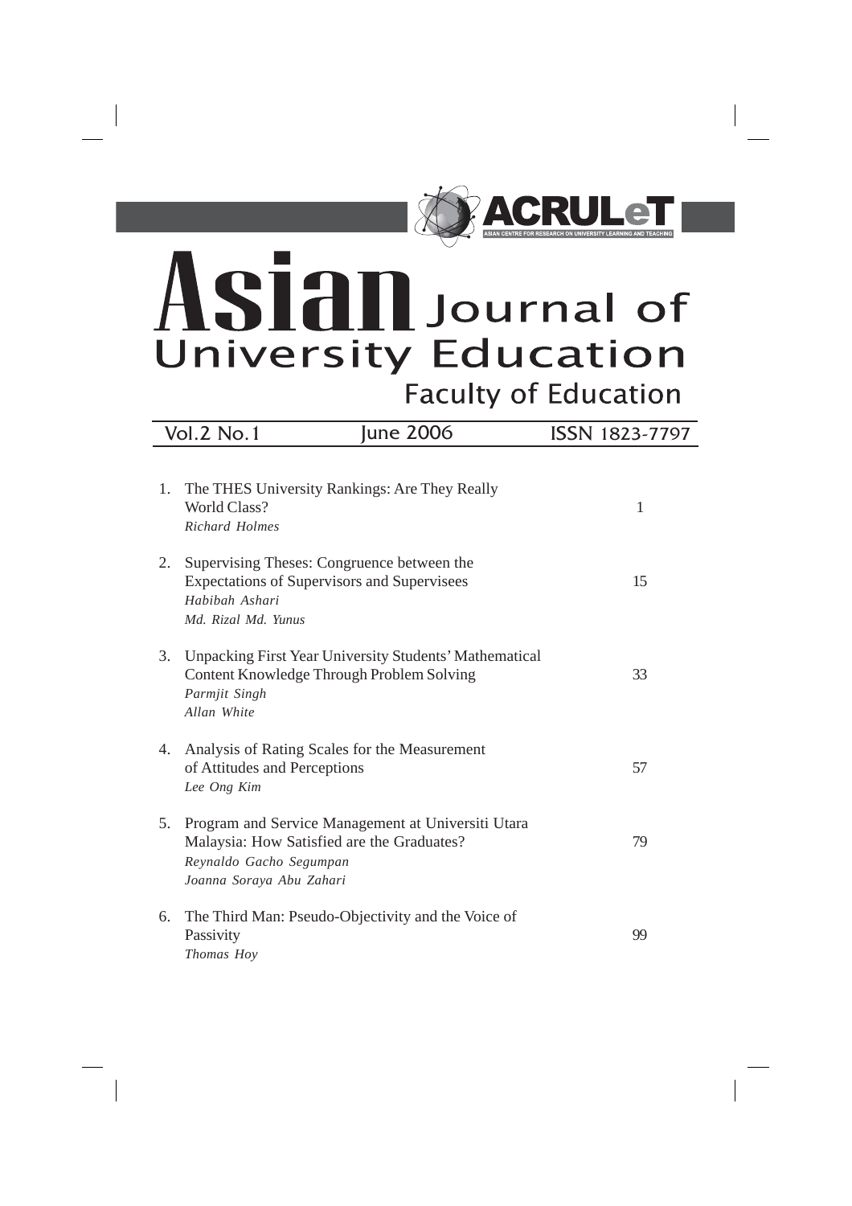ACRULeT

ASIAN CENTRE FOR RESEARCH ON UNIVERSITY LEARNING AND TEACHING

# Asian Journal of University Education

## Faculty of Education

| Vol.2 No.1 | June 2006 | ISSN 1823-7797 |
|---|---|---|

1. The THES University Rankings: Are They Really World Class? — 1
   *Richard Holmes*

2. Supervising Theses: Congruence between the Expectations of Supervisors and Supervisees — 15
   *Habibah Ashari*
   *Md. Rizal Md. Yunus*

3. Unpacking First Year University Students' Mathematical Content Knowledge Through Problem Solving — 33
   *Parmjit Singh*
   *Allan White*

4. Analysis of Rating Scales for the Measurement of Attitudes and Perceptions — 57
   *Lee Ong Kim*

5. Program and Service Management at Universiti Utara Malaysia: How Satisfied are the Graduates? — 79
   *Reynaldo Gacho Segumpan*
   *Joanna Soraya Abu Zahari*

6. The Third Man: Pseudo-Objectivity and the Voice of Passivity — 99
   *Thomas Hoy*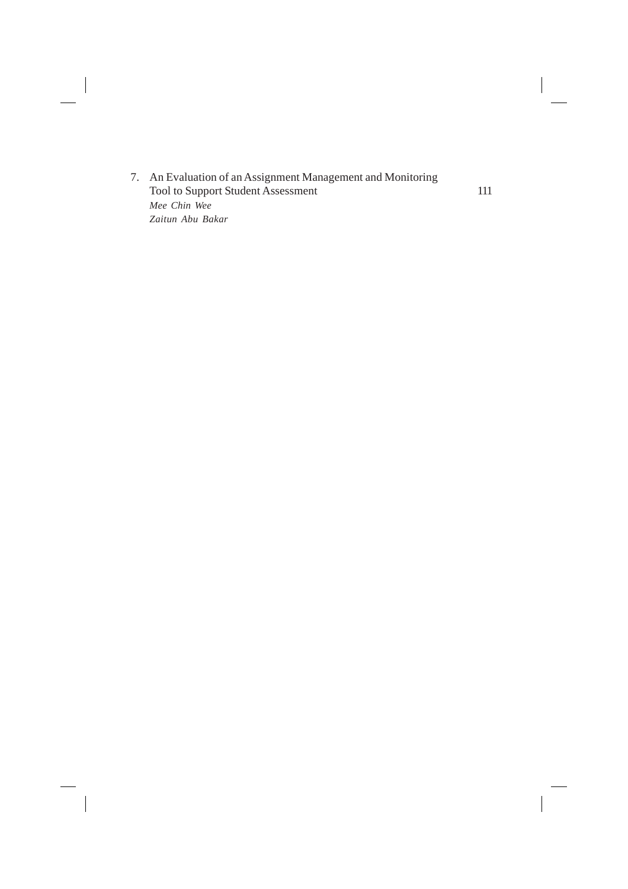7. An Evaluation of an Assignment Management and Monitoring Tool to Support Student Assessment 111
   *Mee Chin Wee*
   *Zaitun Abu Bakar*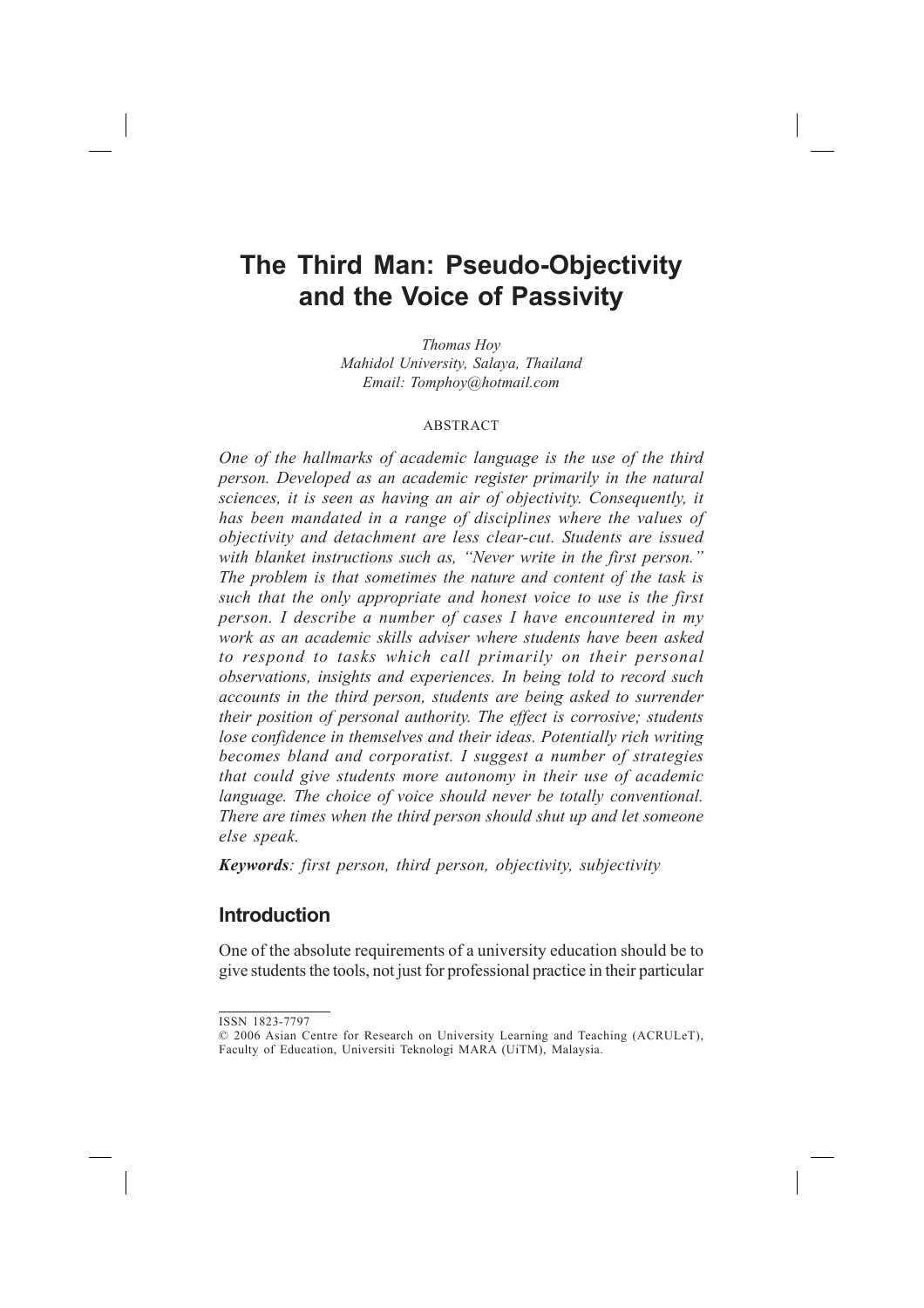# The Third Man: Pseudo-Objectivity and the Voice of Passivity

*Thomas Hoy*
*Mahidol University, Salaya, Thailand*
*Email: Tomphoy@hotmail.com*

ABSTRACT

*One of the hallmarks of academic language is the use of the third person. Developed as an academic register primarily in the natural sciences, it is seen as having an air of objectivity. Consequently, it has been mandated in a range of disciplines where the values of objectivity and detachment are less clear-cut. Students are issued with blanket instructions such as, "Never write in the first person." The problem is that sometimes the nature and content of the task is such that the only appropriate and honest voice to use is the first person. I describe a number of cases I have encountered in my work as an academic skills adviser where students have been asked to respond to tasks which call primarily on their personal observations, insights and experiences. In being told to record such accounts in the third person, students are being asked to surrender their position of personal authority. The effect is corrosive; students lose confidence in themselves and their ideas. Potentially rich writing becomes bland and corporatist. I suggest a number of strategies that could give students more autonomy in their use of academic language. The choice of voice should never be totally conventional. There are times when the third person should shut up and let someone else speak.*

***Keywords****: first person, third person, objectivity, subjectivity*

## Introduction

One of the absolute requirements of a university education should be to give students the tools, not just for professional practice in their particular

ISSN 1823-7797
© 2006 Asian Centre for Research on University Learning and Teaching (ACRULeT), Faculty of Education, Universiti Teknologi MARA (UiTM), Malaysia.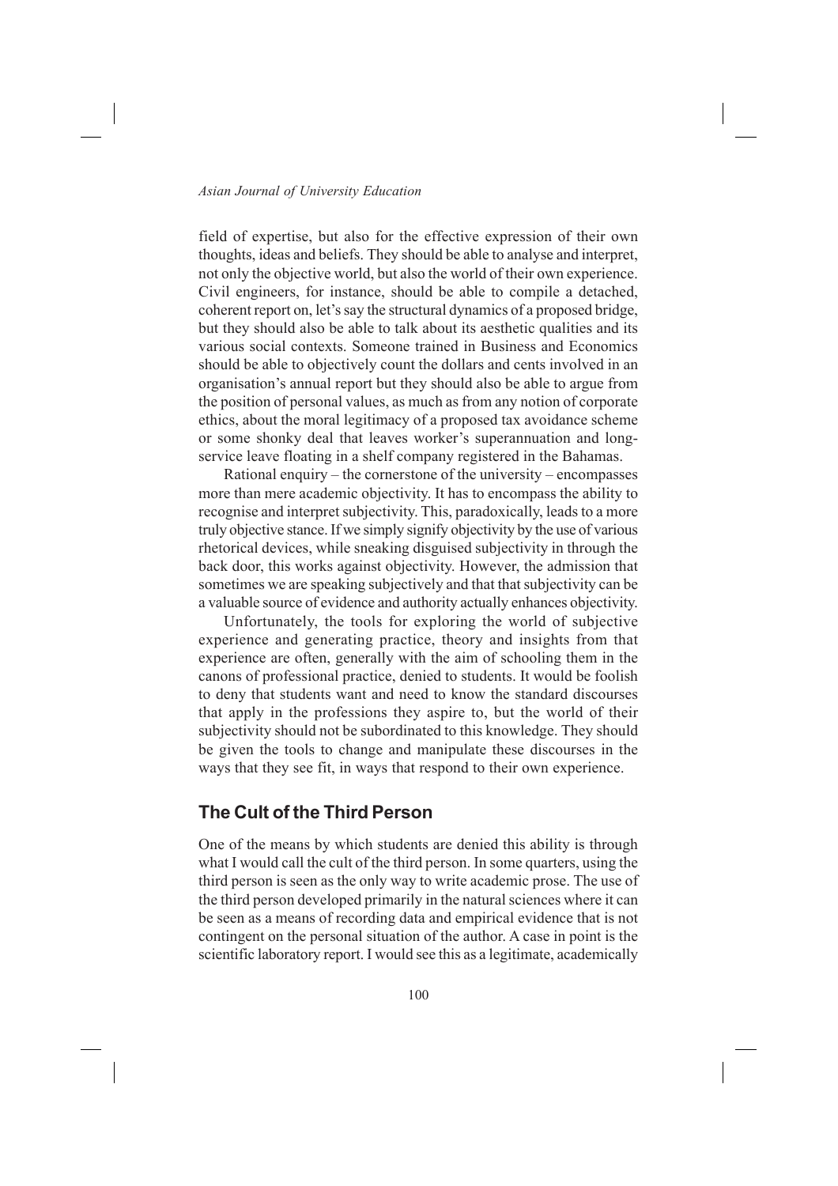field of expertise, but also for the effective expression of their own thoughts, ideas and beliefs. They should be able to analyse and interpret, not only the objective world, but also the world of their own experience. Civil engineers, for instance, should be able to compile a detached, coherent report on, let's say the structural dynamics of a proposed bridge, but they should also be able to talk about its aesthetic qualities and its various social contexts. Someone trained in Business and Economics should be able to objectively count the dollars and cents involved in an organisation's annual report but they should also be able to argue from the position of personal values, as much as from any notion of corporate ethics, about the moral legitimacy of a proposed tax avoidance scheme or some shonky deal that leaves worker's superannuation and long-service leave floating in a shelf company registered in the Bahamas.

Rational enquiry – the cornerstone of the university – encompasses more than mere academic objectivity. It has to encompass the ability to recognise and interpret subjectivity. This, paradoxically, leads to a more truly objective stance. If we simply signify objectivity by the use of various rhetorical devices, while sneaking disguised subjectivity in through the back door, this works against objectivity. However, the admission that sometimes we are speaking subjectively and that that subjectivity can be a valuable source of evidence and authority actually enhances objectivity.

Unfortunately, the tools for exploring the world of subjective experience and generating practice, theory and insights from that experience are often, generally with the aim of schooling them in the canons of professional practice, denied to students. It would be foolish to deny that students want and need to know the standard discourses that apply in the professions they aspire to, but the world of their subjectivity should not be subordinated to this knowledge. They should be given the tools to change and manipulate these discourses in the ways that they see fit, in ways that respond to their own experience.

## The Cult of the Third Person

One of the means by which students are denied this ability is through what I would call the cult of the third person. In some quarters, using the third person is seen as the only way to write academic prose. The use of the third person developed primarily in the natural sciences where it can be seen as a means of recording data and empirical evidence that is not contingent on the personal situation of the author. A case in point is the scientific laboratory report. I would see this as a legitimate, academically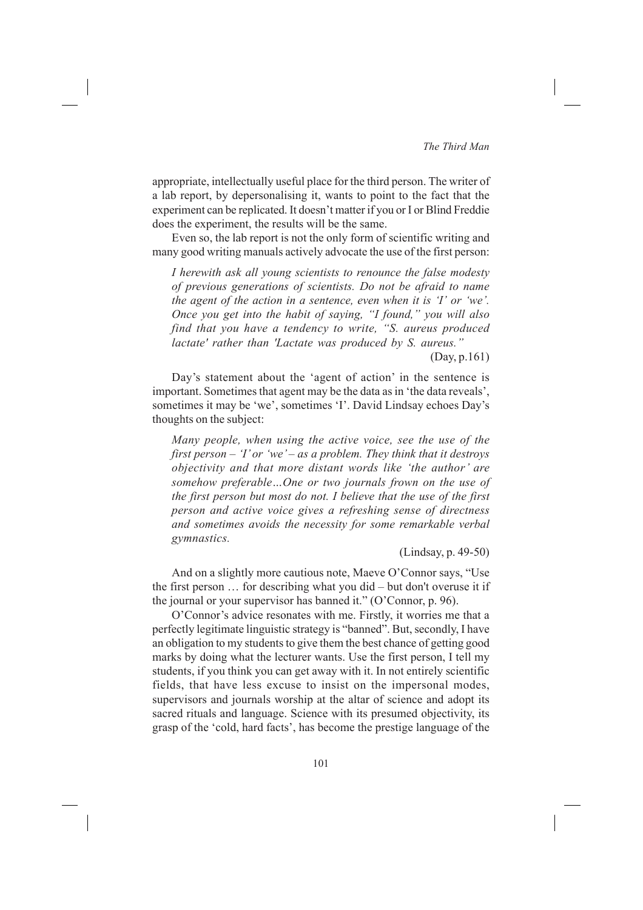appropriate, intellectually useful place for the third person. The writer of a lab report, by depersonalising it, wants to point to the fact that the experiment can be replicated. It doesn't matter if you or I or Blind Freddie does the experiment, the results will be the same.

Even so, the lab report is not the only form of scientific writing and many good writing manuals actively advocate the use of the first person:

> *I herewith ask all young scientists to renounce the false modesty of previous generations of scientists. Do not be afraid to name the agent of the action in a sentence, even when it is 'I' or 'we'. Once you get into the habit of saying, "I found," you will also find that you have a tendency to write, "S. aureus produced lactate' rather than 'Lactate was produced by S. aureus."*
>
> (Day, p.161)

Day's statement about the 'agent of action' in the sentence is important. Sometimes that agent may be the data as in 'the data reveals', sometimes it may be 'we', sometimes 'I'. David Lindsay echoes Day's thoughts on the subject:

> *Many people, when using the active voice, see the use of the first person – 'I' or 'we' – as a problem. They think that it destroys objectivity and that more distant words like 'the author' are somehow preferable…One or two journals frown on the use of the first person but most do not. I believe that the use of the first person and active voice gives a refreshing sense of directness and sometimes avoids the necessity for some remarkable verbal gymnastics.*
>
> (Lindsay, p. 49-50)

And on a slightly more cautious note, Maeve O'Connor says, "Use the first person … for describing what you did – but don't overuse it if the journal or your supervisor has banned it." (O'Connor, p. 96).

O'Connor's advice resonates with me. Firstly, it worries me that a perfectly legitimate linguistic strategy is "banned". But, secondly, I have an obligation to my students to give them the best chance of getting good marks by doing what the lecturer wants. Use the first person, I tell my students, if you think you can get away with it. In not entirely scientific fields, that have less excuse to insist on the impersonal modes, supervisors and journals worship at the altar of science and adopt its sacred rituals and language. Science with its presumed objectivity, its grasp of the 'cold, hard facts', has become the prestige language of the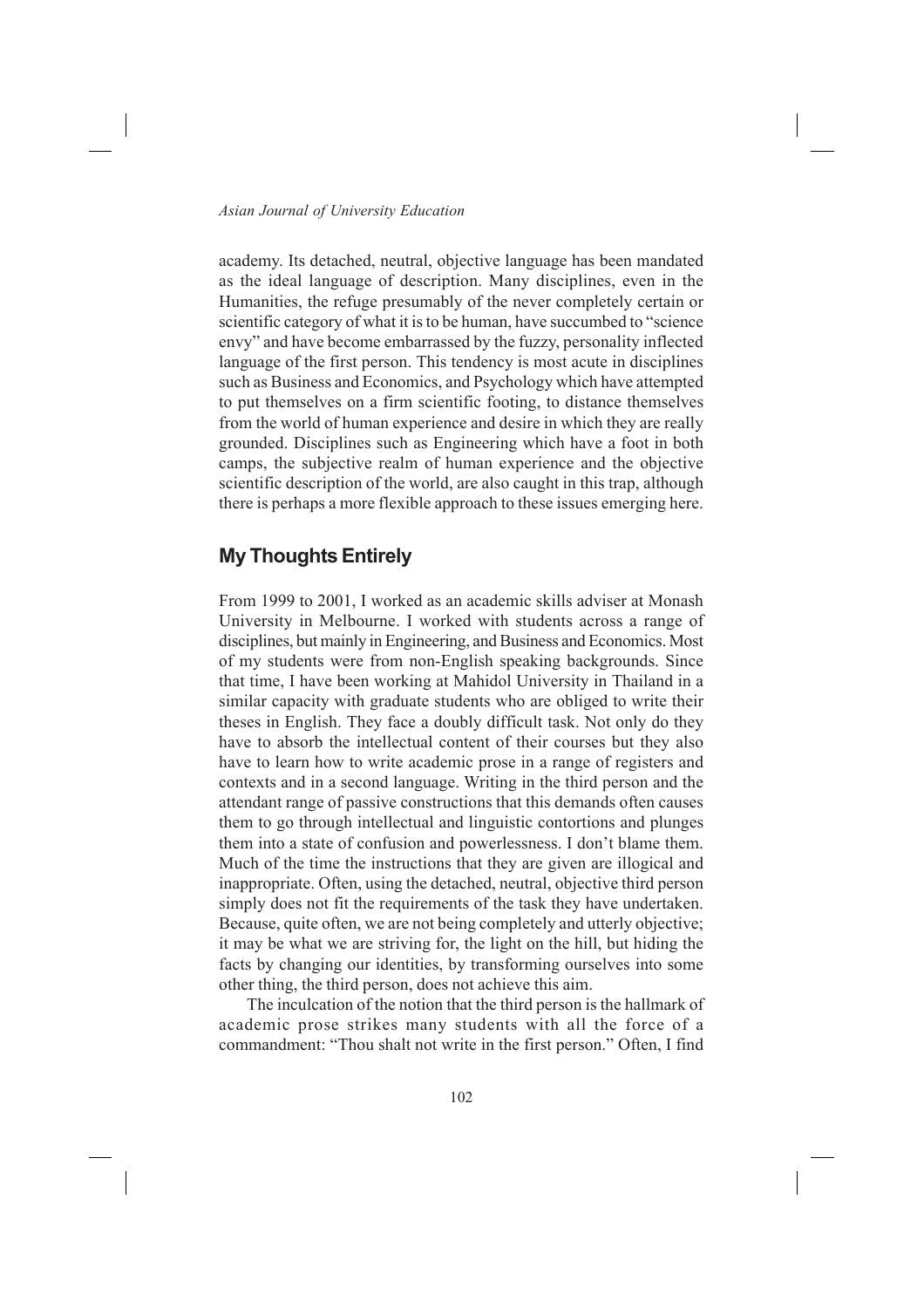academy. Its detached, neutral, objective language has been mandated as the ideal language of description. Many disciplines, even in the Humanities, the refuge presumably of the never completely certain or scientific category of what it is to be human, have succumbed to "science envy" and have become embarrassed by the fuzzy, personality inflected language of the first person. This tendency is most acute in disciplines such as Business and Economics, and Psychology which have attempted to put themselves on a firm scientific footing, to distance themselves from the world of human experience and desire in which they are really grounded. Disciplines such as Engineering which have a foot in both camps, the subjective realm of human experience and the objective scientific description of the world, are also caught in this trap, although there is perhaps a more flexible approach to these issues emerging here.

## My Thoughts Entirely

From 1999 to 2001, I worked as an academic skills adviser at Monash University in Melbourne. I worked with students across a range of disciplines, but mainly in Engineering, and Business and Economics. Most of my students were from non-English speaking backgrounds. Since that time, I have been working at Mahidol University in Thailand in a similar capacity with graduate students who are obliged to write their theses in English. They face a doubly difficult task. Not only do they have to absorb the intellectual content of their courses but they also have to learn how to write academic prose in a range of registers and contexts and in a second language. Writing in the third person and the attendant range of passive constructions that this demands often causes them to go through intellectual and linguistic contortions and plunges them into a state of confusion and powerlessness. I don't blame them. Much of the time the instructions that they are given are illogical and inappropriate. Often, using the detached, neutral, objective third person simply does not fit the requirements of the task they have undertaken. Because, quite often, we are not being completely and utterly objective; it may be what we are striving for, the light on the hill, but hiding the facts by changing our identities, by transforming ourselves into some other thing, the third person, does not achieve this aim.

The inculcation of the notion that the third person is the hallmark of academic prose strikes many students with all the force of a commandment: "Thou shalt not write in the first person." Often, I find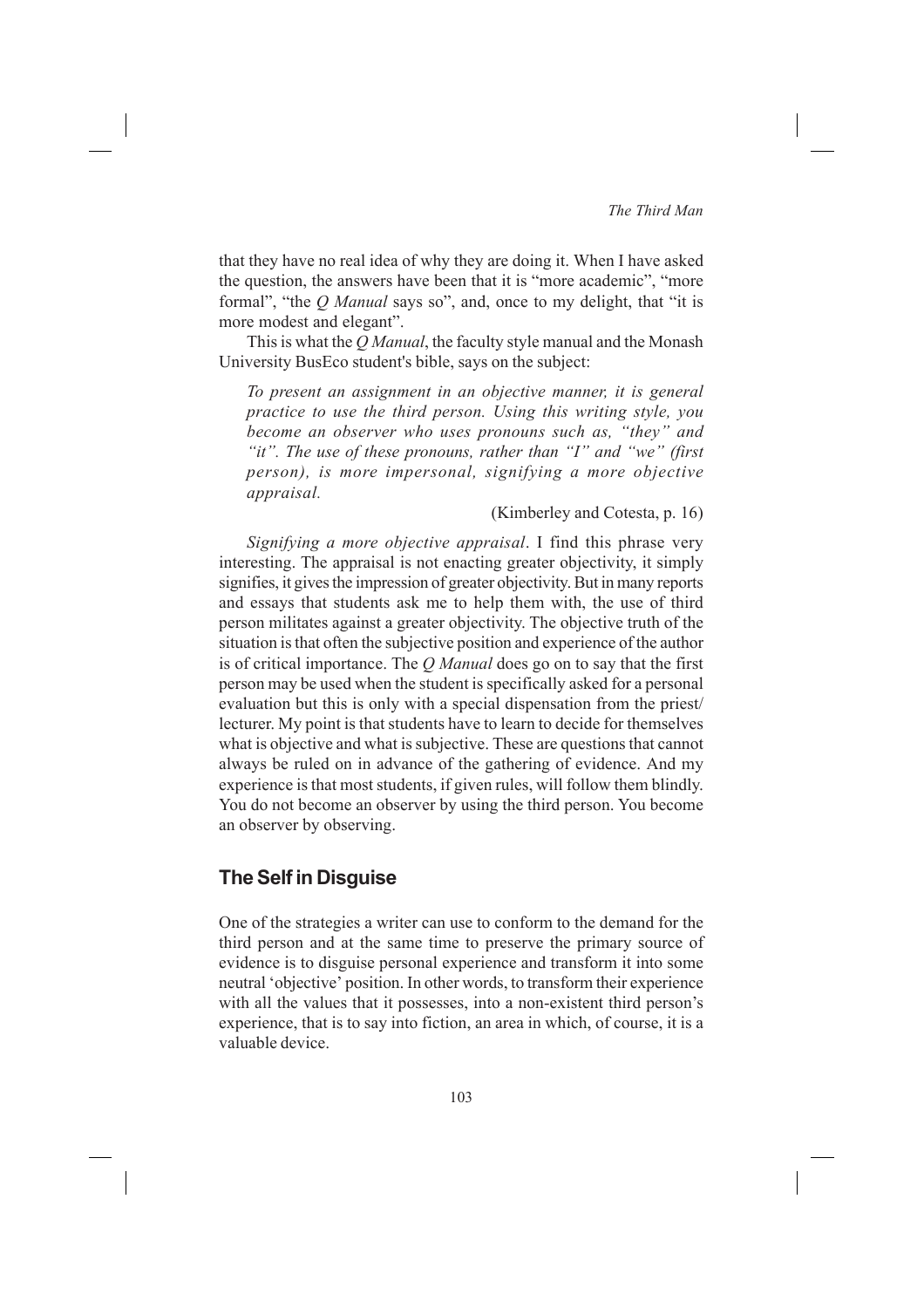that they have no real idea of why they are doing it. When I have asked the question, the answers have been that it is "more academic", "more formal", "the *Q Manual* says so", and, once to my delight, that "it is more modest and elegant".

This is what the *Q Manual*, the faculty style manual and the Monash University BusEco student's bible, says on the subject:

> *To present an assignment in an objective manner, it is general practice to use the third person. Using this writing style, you become an observer who uses pronouns such as, "they" and "it". The use of these pronouns, rather than "I" and "we" (first person), is more impersonal, signifying a more objective appraisal.*
>
> (Kimberley and Cotesta, p. 16)

*Signifying a more objective appraisal*. I find this phrase very interesting. The appraisal is not enacting greater objectivity, it simply signifies, it gives the impression of greater objectivity. But in many reports and essays that students ask me to help them with, the use of third person militates against a greater objectivity. The objective truth of the situation is that often the subjective position and experience of the author is of critical importance. The *Q Manual* does go on to say that the first person may be used when the student is specifically asked for a personal evaluation but this is only with a special dispensation from the priest/lecturer. My point is that students have to learn to decide for themselves what is objective and what is subjective. These are questions that cannot always be ruled on in advance of the gathering of evidence. And my experience is that most students, if given rules, will follow them blindly. You do not become an observer by using the third person. You become an observer by observing.

## The Self in Disguise

One of the strategies a writer can use to conform to the demand for the third person and at the same time to preserve the primary source of evidence is to disguise personal experience and transform it into some neutral 'objective' position. In other words, to transform their experience with all the values that it possesses, into a non-existent third person's experience, that is to say into fiction, an area in which, of course, it is a valuable device.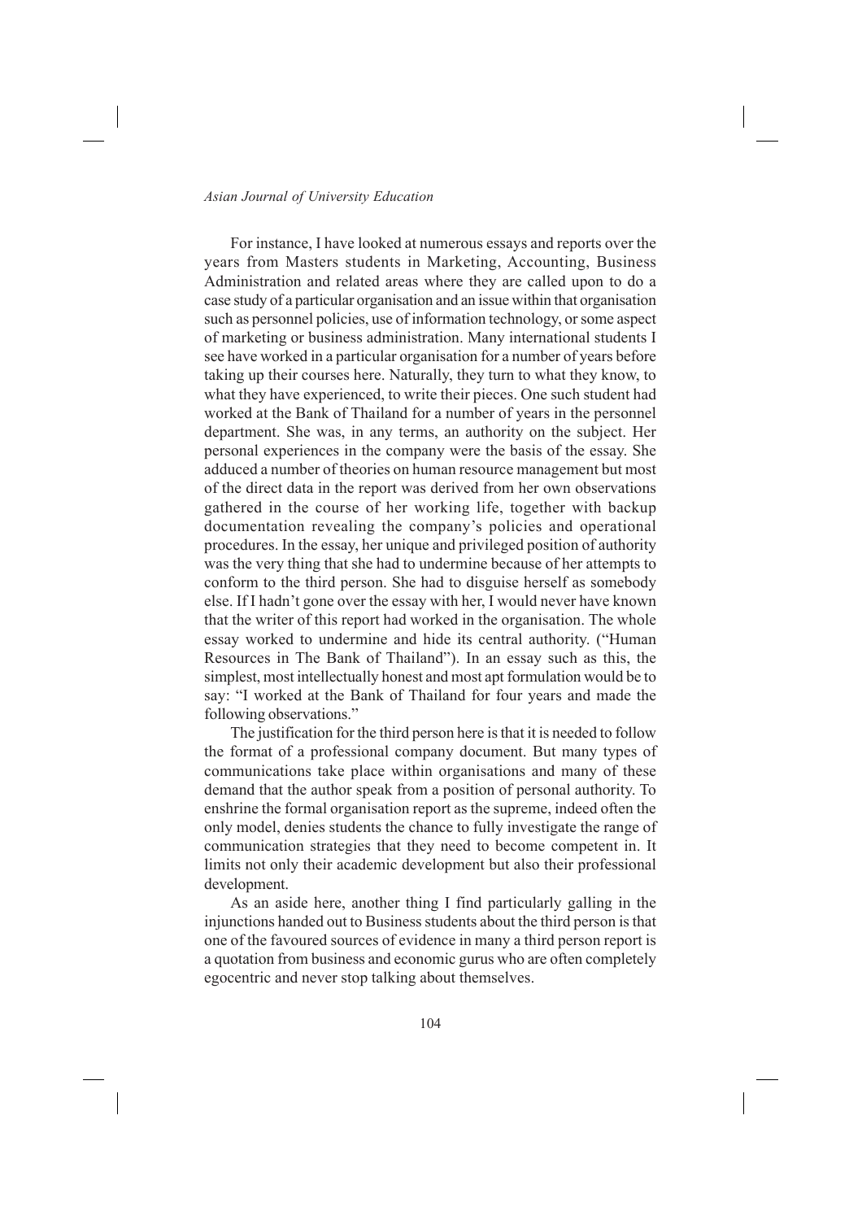For instance, I have looked at numerous essays and reports over the years from Masters students in Marketing, Accounting, Business Administration and related areas where they are called upon to do a case study of a particular organisation and an issue within that organisation such as personnel policies, use of information technology, or some aspect of marketing or business administration. Many international students I see have worked in a particular organisation for a number of years before taking up their courses here. Naturally, they turn to what they know, to what they have experienced, to write their pieces. One such student had worked at the Bank of Thailand for a number of years in the personnel department. She was, in any terms, an authority on the subject. Her personal experiences in the company were the basis of the essay. She adduced a number of theories on human resource management but most of the direct data in the report was derived from her own observations gathered in the course of her working life, together with backup documentation revealing the company's policies and operational procedures. In the essay, her unique and privileged position of authority was the very thing that she had to undermine because of her attempts to conform to the third person. She had to disguise herself as somebody else. If I hadn't gone over the essay with her, I would never have known that the writer of this report had worked in the organisation. The whole essay worked to undermine and hide its central authority. ("Human Resources in The Bank of Thailand"). In an essay such as this, the simplest, most intellectually honest and most apt formulation would be to say: "I worked at the Bank of Thailand for four years and made the following observations."

The justification for the third person here is that it is needed to follow the format of a professional company document. But many types of communications take place within organisations and many of these demand that the author speak from a position of personal authority. To enshrine the formal organisation report as the supreme, indeed often the only model, denies students the chance to fully investigate the range of communication strategies that they need to become competent in. It limits not only their academic development but also their professional development.

As an aside here, another thing I find particularly galling in the injunctions handed out to Business students about the third person is that one of the favoured sources of evidence in many a third person report is a quotation from business and economic gurus who are often completely egocentric and never stop talking about themselves.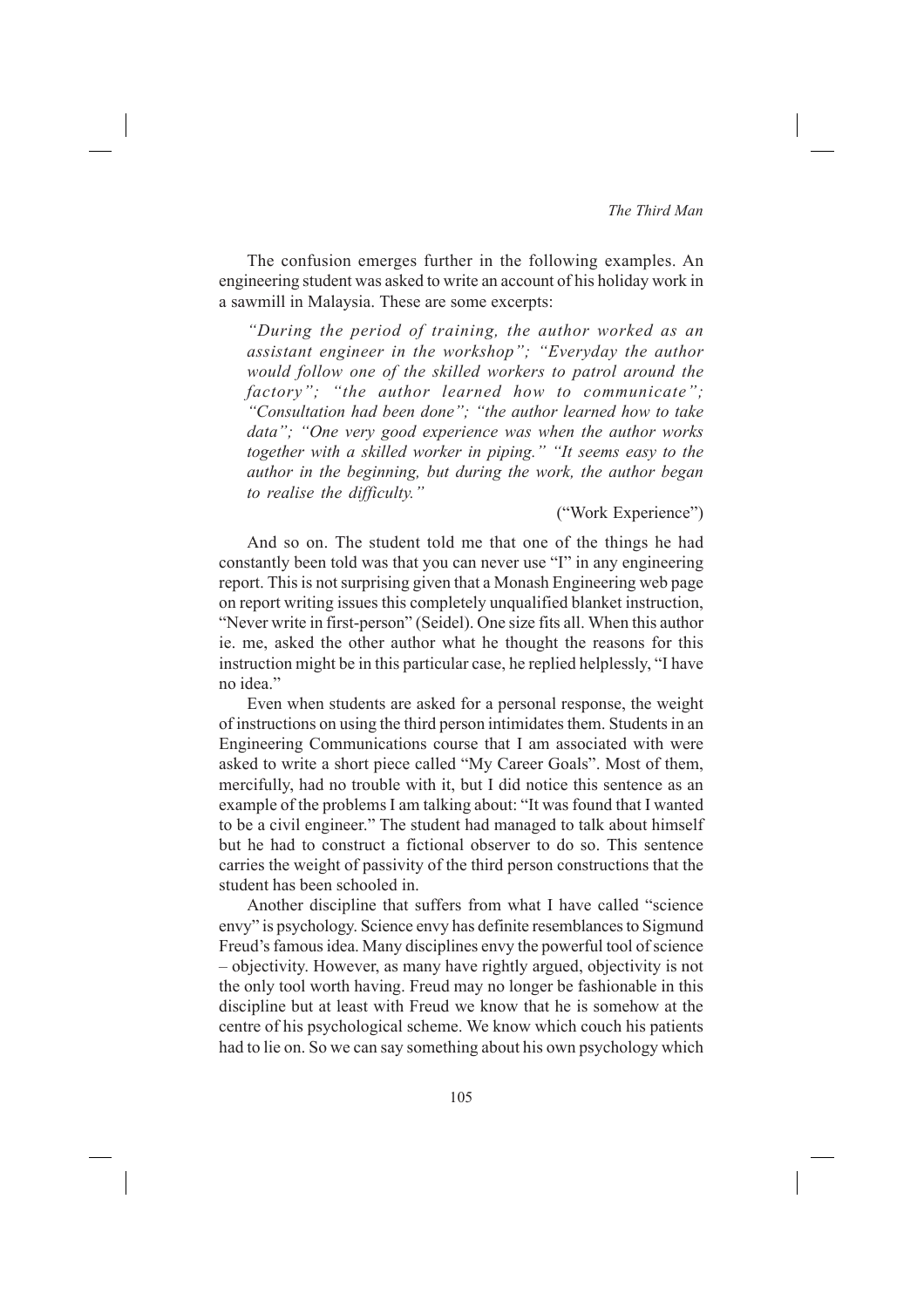The confusion emerges further in the following examples. An engineering student was asked to write an account of his holiday work in a sawmill in Malaysia. These are some excerpts:

> *"During the period of training, the author worked as an assistant engineer in the workshop"; "Everyday the author would follow one of the skilled workers to patrol around the factory"; "the author learned how to communicate"; "Consultation had been done"; "the author learned how to take data"; "One very good experience was when the author works together with a skilled worker in piping." "It seems easy to the author in the beginning, but during the work, the author began to realise the difficulty."*
>
> ("Work Experience")

And so on. The student told me that one of the things he had constantly been told was that you can never use "I" in any engineering report. This is not surprising given that a Monash Engineering web page on report writing issues this completely unqualified blanket instruction, "Never write in first-person" (Seidel). One size fits all. When this author ie. me, asked the other author what he thought the reasons for this instruction might be in this particular case, he replied helplessly, "I have no idea."

Even when students are asked for a personal response, the weight of instructions on using the third person intimidates them. Students in an Engineering Communications course that I am associated with were asked to write a short piece called "My Career Goals". Most of them, mercifully, had no trouble with it, but I did notice this sentence as an example of the problems I am talking about: "It was found that I wanted to be a civil engineer." The student had managed to talk about himself but he had to construct a fictional observer to do so. This sentence carries the weight of passivity of the third person constructions that the student has been schooled in.

Another discipline that suffers from what I have called "science envy" is psychology. Science envy has definite resemblances to Sigmund Freud's famous idea. Many disciplines envy the powerful tool of science – objectivity. However, as many have rightly argued, objectivity is not the only tool worth having. Freud may no longer be fashionable in this discipline but at least with Freud we know that he is somehow at the centre of his psychological scheme. We know which couch his patients had to lie on. So we can say something about his own psychology which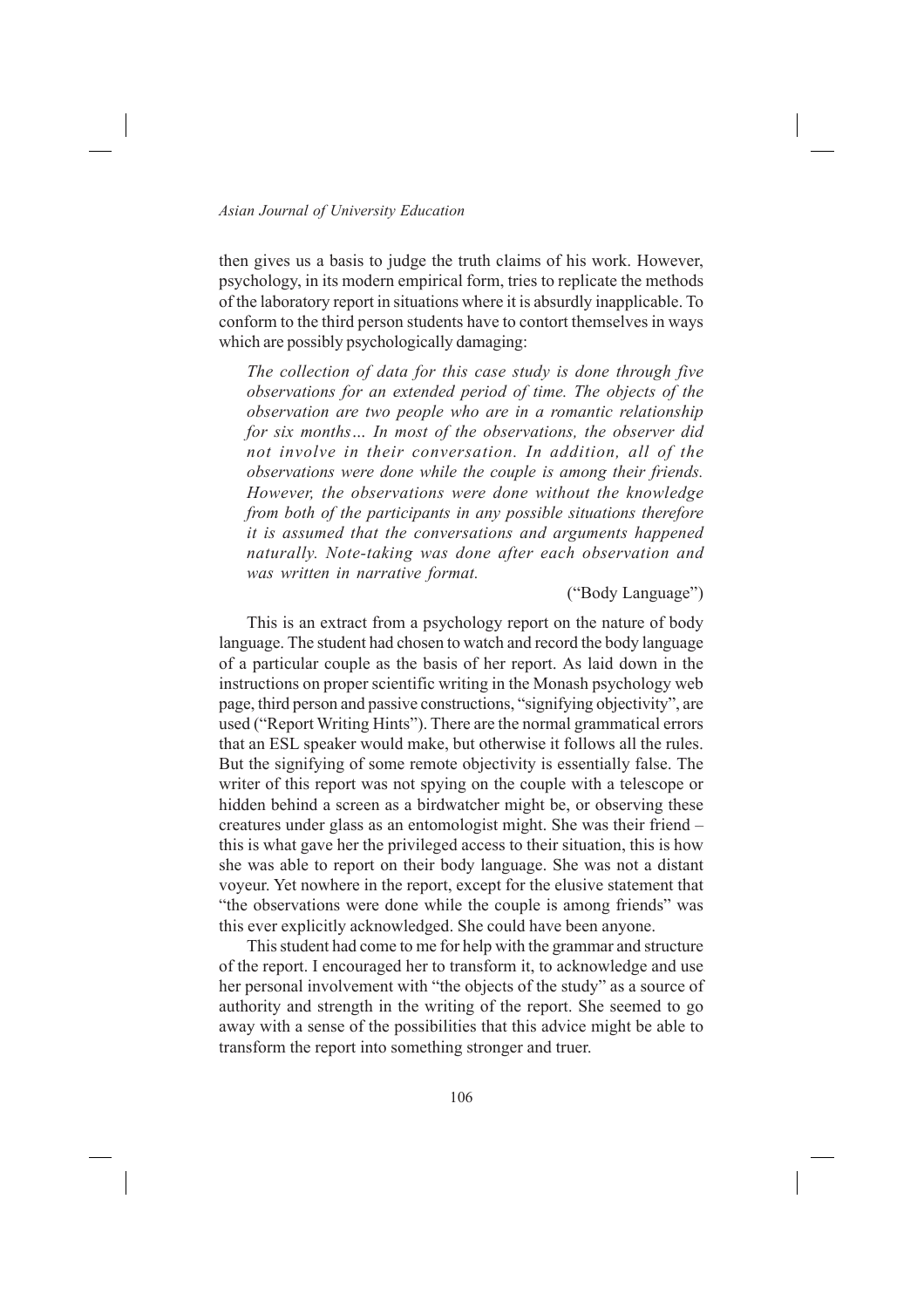then gives us a basis to judge the truth claims of his work. However, psychology, in its modern empirical form, tries to replicate the methods of the laboratory report in situations where it is absurdly inapplicable. To conform to the third person students have to contort themselves in ways which are possibly psychologically damaging:

> *The collection of data for this case study is done through five observations for an extended period of time. The objects of the observation are two people who are in a romantic relationship for six months… In most of the observations, the observer did not involve in their conversation. In addition, all of the observations were done while the couple is among their friends. However, the observations were done without the knowledge from both of the participants in any possible situations therefore it is assumed that the conversations and arguments happened naturally. Note-taking was done after each observation and was written in narrative format.*
>
> ("Body Language")

This is an extract from a psychology report on the nature of body language. The student had chosen to watch and record the body language of a particular couple as the basis of her report. As laid down in the instructions on proper scientific writing in the Monash psychology web page, third person and passive constructions, "signifying objectivity", are used ("Report Writing Hints"). There are the normal grammatical errors that an ESL speaker would make, but otherwise it follows all the rules. But the signifying of some remote objectivity is essentially false. The writer of this report was not spying on the couple with a telescope or hidden behind a screen as a birdwatcher might be, or observing these creatures under glass as an entomologist might. She was their friend – this is what gave her the privileged access to their situation, this is how she was able to report on their body language. She was not a distant voyeur. Yet nowhere in the report, except for the elusive statement that "the observations were done while the couple is among friends" was this ever explicitly acknowledged. She could have been anyone.

This student had come to me for help with the grammar and structure of the report. I encouraged her to transform it, to acknowledge and use her personal involvement with "the objects of the study" as a source of authority and strength in the writing of the report. She seemed to go away with a sense of the possibilities that this advice might be able to transform the report into something stronger and truer.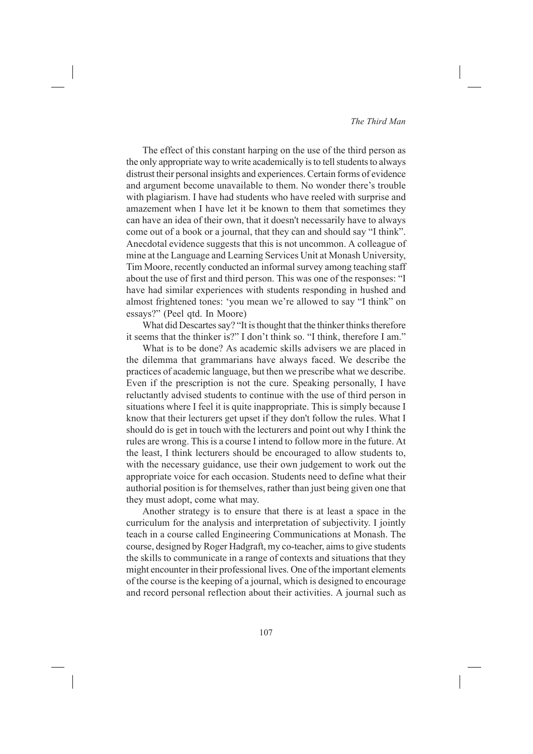The effect of this constant harping on the use of the third person as the only appropriate way to write academically is to tell students to always distrust their personal insights and experiences. Certain forms of evidence and argument become unavailable to them. No wonder there's trouble with plagiarism. I have had students who have reeled with surprise and amazement when I have let it be known to them that sometimes they can have an idea of their own, that it doesn't necessarily have to always come out of a book or a journal, that they can and should say "I think". Anecdotal evidence suggests that this is not uncommon. A colleague of mine at the Language and Learning Services Unit at Monash University, Tim Moore, recently conducted an informal survey among teaching staff about the use of first and third person. This was one of the responses: "I have had similar experiences with students responding in hushed and almost frightened tones: 'you mean we're allowed to say "I think" on essays?" (Peel qtd. In Moore)

What did Descartes say? "It is thought that the thinker thinks therefore it seems that the thinker is?" I don't think so. "I think, therefore I am."

What is to be done? As academic skills advisers we are placed in the dilemma that grammarians have always faced. We describe the practices of academic language, but then we prescribe what we describe. Even if the prescription is not the cure. Speaking personally, I have reluctantly advised students to continue with the use of third person in situations where I feel it is quite inappropriate. This is simply because I know that their lecturers get upset if they don't follow the rules. What I should do is get in touch with the lecturers and point out why I think the rules are wrong. This is a course I intend to follow more in the future. At the least, I think lecturers should be encouraged to allow students to, with the necessary guidance, use their own judgement to work out the appropriate voice for each occasion. Students need to define what their authorial position is for themselves, rather than just being given one that they must adopt, come what may.

Another strategy is to ensure that there is at least a space in the curriculum for the analysis and interpretation of subjectivity. I jointly teach in a course called Engineering Communications at Monash. The course, designed by Roger Hadgraft, my co-teacher, aims to give students the skills to communicate in a range of contexts and situations that they might encounter in their professional lives. One of the important elements of the course is the keeping of a journal, which is designed to encourage and record personal reflection about their activities. A journal such as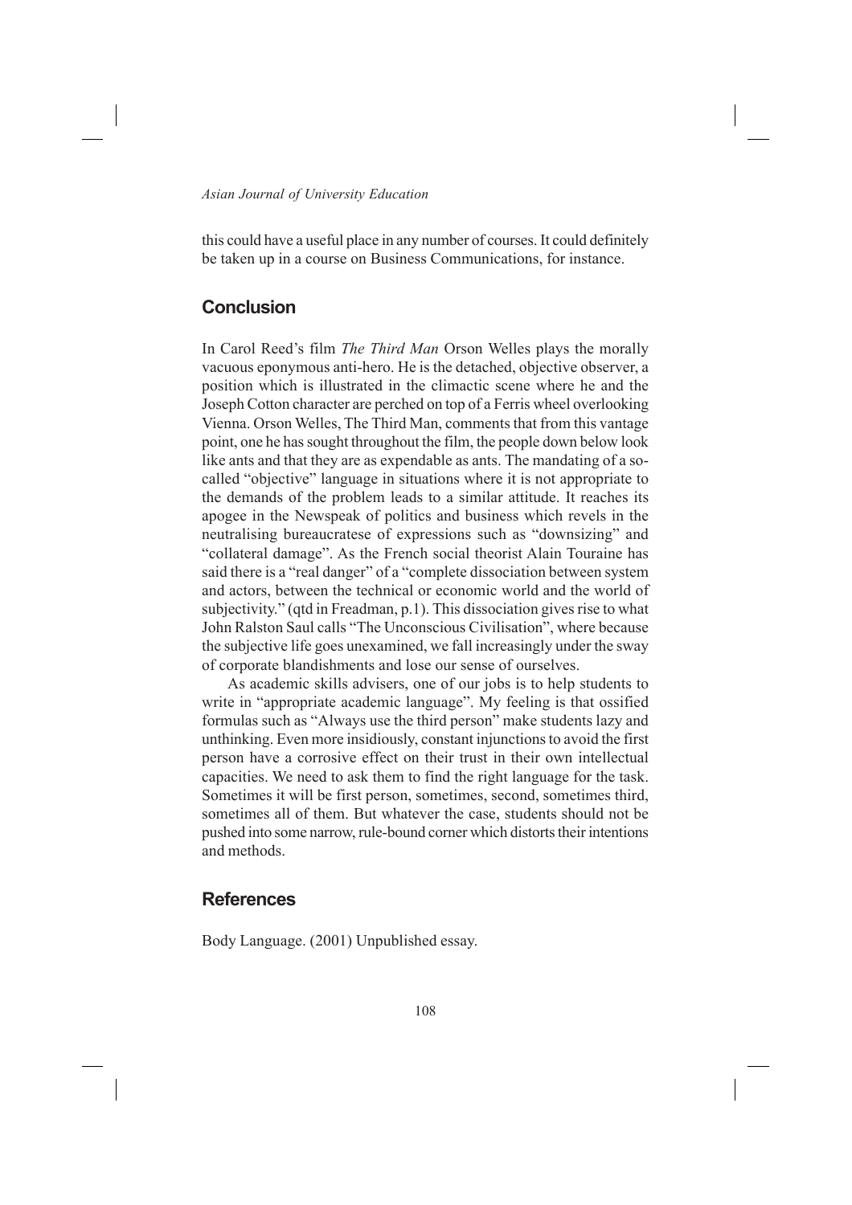this could have a useful place in any number of courses. It could definitely be taken up in a course on Business Communications, for instance.

## Conclusion

In Carol Reed's film *The Third Man* Orson Welles plays the morally vacuous eponymous anti-hero. He is the detached, objective observer, a position which is illustrated in the climactic scene where he and the Joseph Cotton character are perched on top of a Ferris wheel overlooking Vienna. Orson Welles, The Third Man, comments that from this vantage point, one he has sought throughout the film, the people down below look like ants and that they are as expendable as ants. The mandating of a so-called "objective" language in situations where it is not appropriate to the demands of the problem leads to a similar attitude. It reaches its apogee in the Newspeak of politics and business which revels in the neutralising bureaucratese of expressions such as "downsizing" and "collateral damage". As the French social theorist Alain Touraine has said there is a "real danger" of a "complete dissociation between system and actors, between the technical or economic world and the world of subjectivity." (qtd in Freadman, p.1). This dissociation gives rise to what John Ralston Saul calls "The Unconscious Civilisation", where because the subjective life goes unexamined, we fall increasingly under the sway of corporate blandishments and lose our sense of ourselves.

As academic skills advisers, one of our jobs is to help students to write in "appropriate academic language". My feeling is that ossified formulas such as "Always use the third person" make students lazy and unthinking. Even more insidiously, constant injunctions to avoid the first person have a corrosive effect on their trust in their own intellectual capacities. We need to ask them to find the right language for the task. Sometimes it will be first person, sometimes, second, sometimes third, sometimes all of them. But whatever the case, students should not be pushed into some narrow, rule-bound corner which distorts their intentions and methods.

## References

Body Language. (2001) Unpublished essay.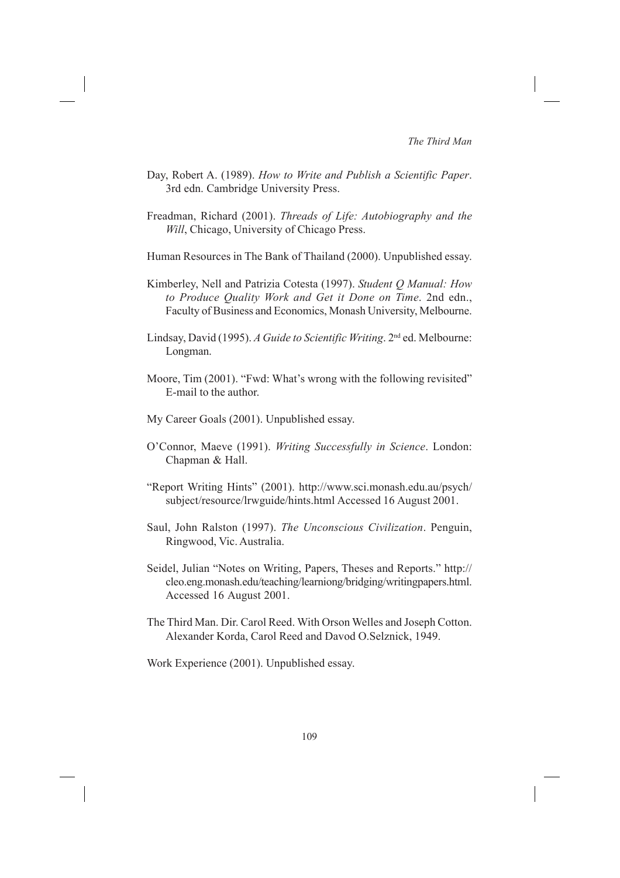Day, Robert A. (1989). *How to Write and Publish a Scientific Paper*. 3rd edn. Cambridge University Press.

Freadman, Richard (2001). *Threads of Life: Autobiography and the Will*, Chicago, University of Chicago Press.

Human Resources in The Bank of Thailand (2000). Unpublished essay.

Kimberley, Nell and Patrizia Cotesta (1997). *Student Q Manual: How to Produce Quality Work and Get it Done on Time*. 2nd edn., Faculty of Business and Economics, Monash University, Melbourne.

Lindsay, David (1995). *A Guide to Scientific Writing*. 2nd ed. Melbourne: Longman.

Moore, Tim (2001). "Fwd: What's wrong with the following revisited" E-mail to the author.

My Career Goals (2001). Unpublished essay.

O'Connor, Maeve (1991). *Writing Successfully in Science*. London: Chapman & Hall.

"Report Writing Hints" (2001). http://www.sci.monash.edu.au/psych/subject/resource/lrwguide/hints.html Accessed 16 August 2001.

Saul, John Ralston (1997). *The Unconscious Civilization*. Penguin, Ringwood, Vic. Australia.

Seidel, Julian "Notes on Writing, Papers, Theses and Reports." http://cleo.eng.monash.edu/teaching/learniong/bridging/writingpapers.html. Accessed 16 August 2001.

The Third Man. Dir. Carol Reed. With Orson Welles and Joseph Cotton. Alexander Korda, Carol Reed and Davod O.Selznick, 1949.

Work Experience (2001). Unpublished essay.